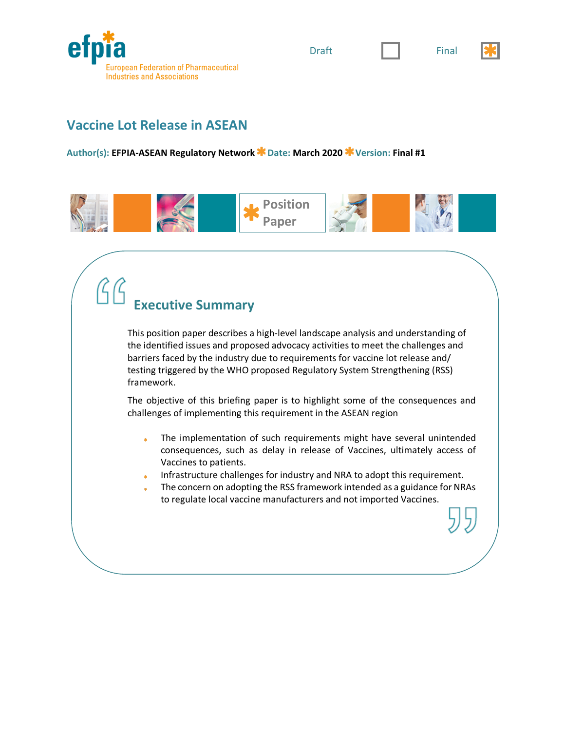efpia

European Federation of Pharmaceutical Industries and Associations

Draft ☐ Final ☒

# Vaccine Lot Release in ASEAN

**Author(s):** EFPIA-ASEAN Regulatory Network * **Date:** March 2020 * **Version:** Final #1

Position Paper

## Executive Summary

This position paper describes a high-level landscape analysis and understanding of the identified issues and proposed advocacy activities to meet the challenges and barriers faced by the industry due to requirements for vaccine lot release and/ testing triggered by the WHO proposed Regulatory System Strengthening (RSS) framework.

The objective of this briefing paper is to highlight some of the consequences and challenges of implementing this requirement in the ASEAN region

- The implementation of such requirements might have several unintended consequences, such as delay in release of Vaccines, ultimately access of Vaccines to patients.
- Infrastructure challenges for industry and NRA to adopt this requirement.
- The concern on adopting the RSS framework intended as a guidance for NRAs to regulate local vaccine manufacturers and not imported Vaccines.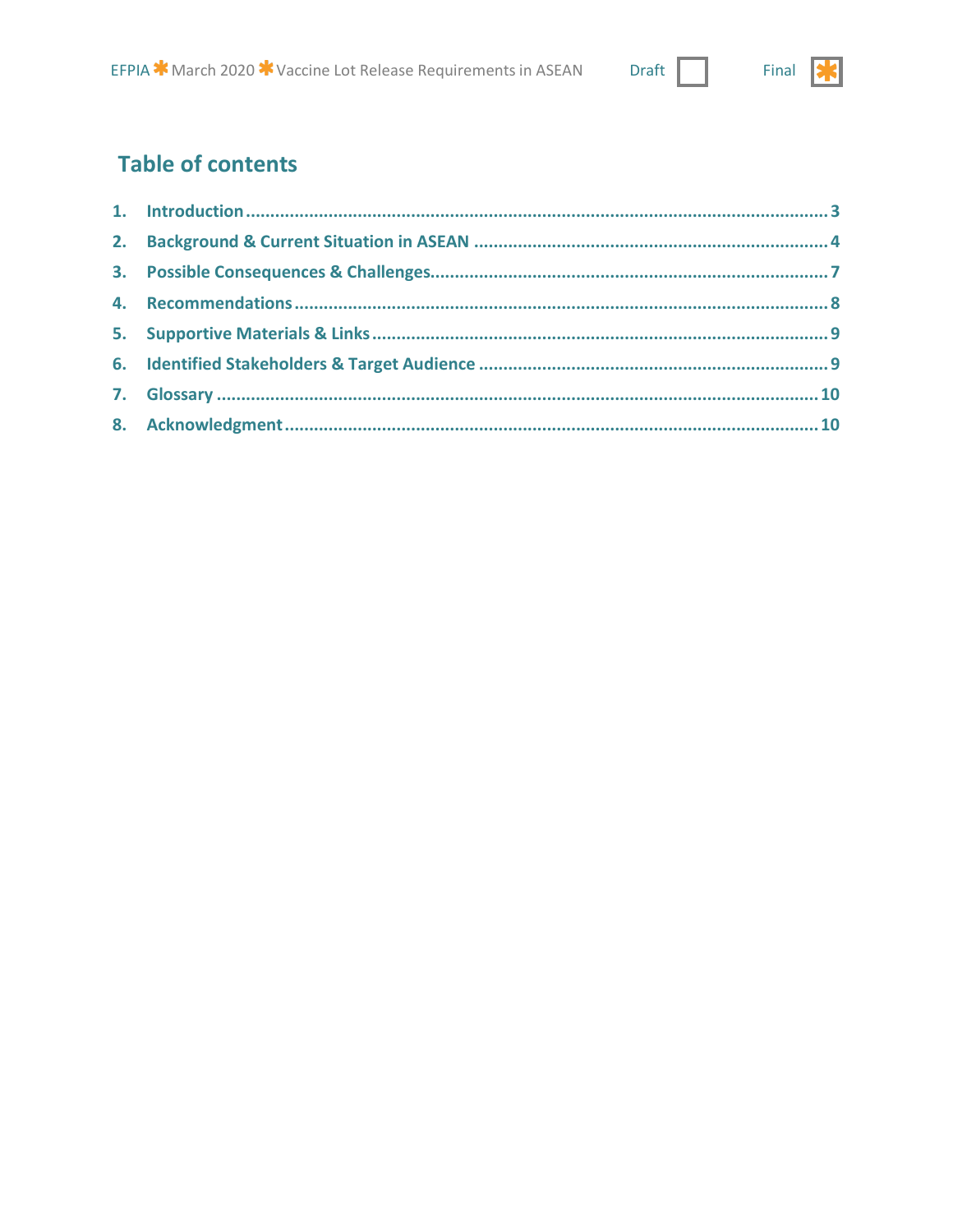## Table of contents

1. Introduction ........................................................ 3
2. Background & Current Situation in ASEAN ........................................................ 4
3. Possible Consequences & Challenges ........................................................ 7
4. Recommendations ........................................................ 8
5. Supportive Materials & Links ........................................................ 9
6. Identified Stakeholders & Target Audience ........................................................ 9
7. Glossary ........................................................ 10
8. Acknowledgment ........................................................ 10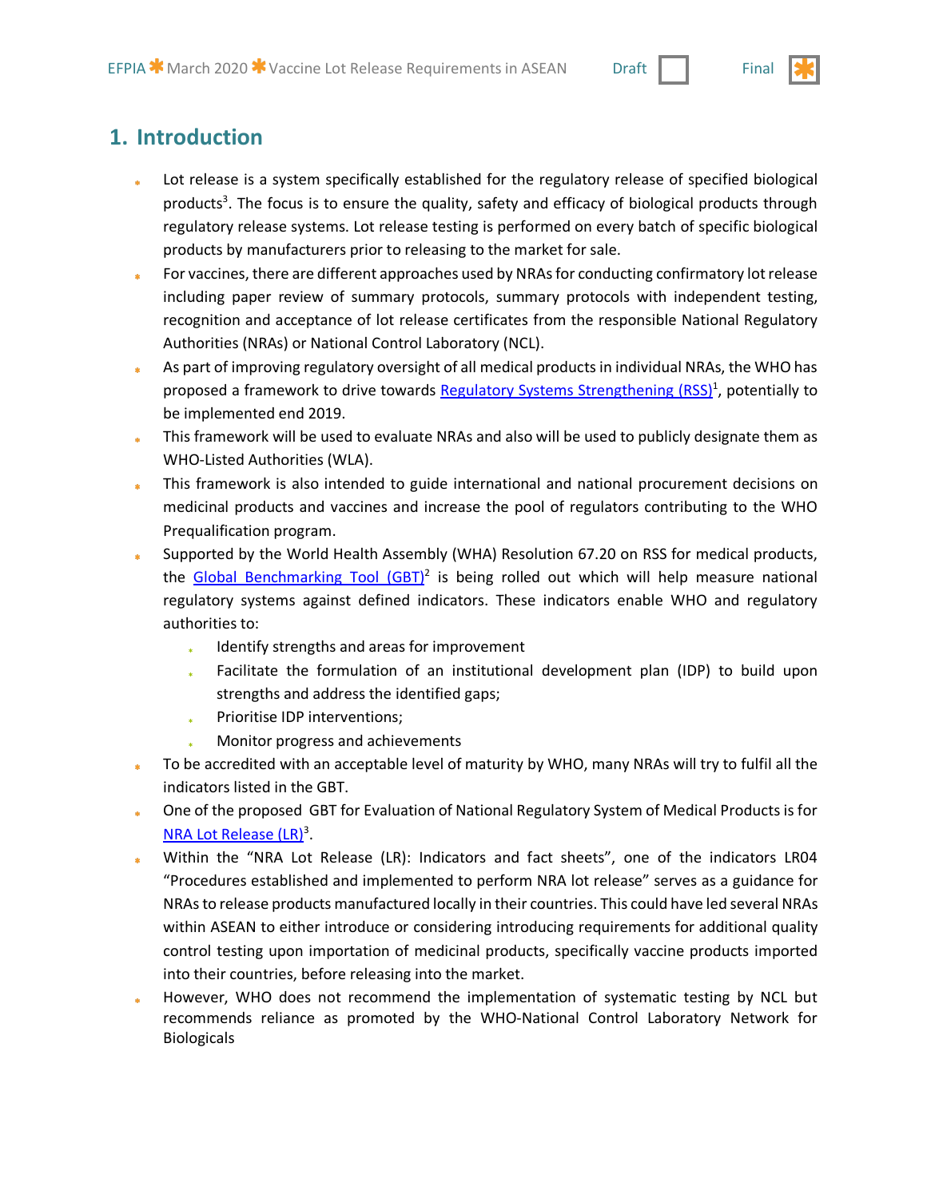## 1. Introduction

- Lot release is a system specifically established for the regulatory release of specified biological products[3]. The focus is to ensure the quality, safety and efficacy of biological products through regulatory release systems. Lot release testing is performed on every batch of specific biological products by manufacturers prior to releasing to the market for sale.
- For vaccines, there are different approaches used by NRAs for conducting confirmatory lot release including paper review of summary protocols, summary protocols with independent testing, recognition and acceptance of lot release certificates from the responsible National Regulatory Authorities (NRAs) or National Control Laboratory (NCL).
- As part of improving regulatory oversight of all medical products in individual NRAs, the WHO has proposed a framework to drive towards Regulatory Systems Strengthening (RSS)[1], potentially to be implemented end 2019.
- This framework will be used to evaluate NRAs and also will be used to publicly designate them as WHO-Listed Authorities (WLA).
- This framework is also intended to guide international and national procurement decisions on medicinal products and vaccines and increase the pool of regulators contributing to the WHO Prequalification program.
- Supported by the World Health Assembly (WHA) Resolution 67.20 on RSS for medical products, the Global Benchmarking Tool (GBT)[2] is being rolled out which will help measure national regulatory systems against defined indicators. These indicators enable WHO and regulatory authorities to:
  - Identify strengths and areas for improvement
  - Facilitate the formulation of an institutional development plan (IDP) to build upon strengths and address the identified gaps;
  - Prioritise IDP interventions;
  - Monitor progress and achievements
- To be accredited with an acceptable level of maturity by WHO, many NRAs will try to fulfil all the indicators listed in the GBT.
- One of the proposed GBT for Evaluation of National Regulatory System of Medical Products is for NRA Lot Release (LR)[3].
- Within the "NRA Lot Release (LR): Indicators and fact sheets", one of the indicators LR04 "Procedures established and implemented to perform NRA lot release" serves as a guidance for NRAs to release products manufactured locally in their countries. This could have led several NRAs within ASEAN to either introduce or considering introducing requirements for additional quality control testing upon importation of medicinal products, specifically vaccine products imported into their countries, before releasing into the market.
- However, WHO does not recommend the implementation of systematic testing by NCL but recommends reliance as promoted by the WHO-National Control Laboratory Network for Biologicals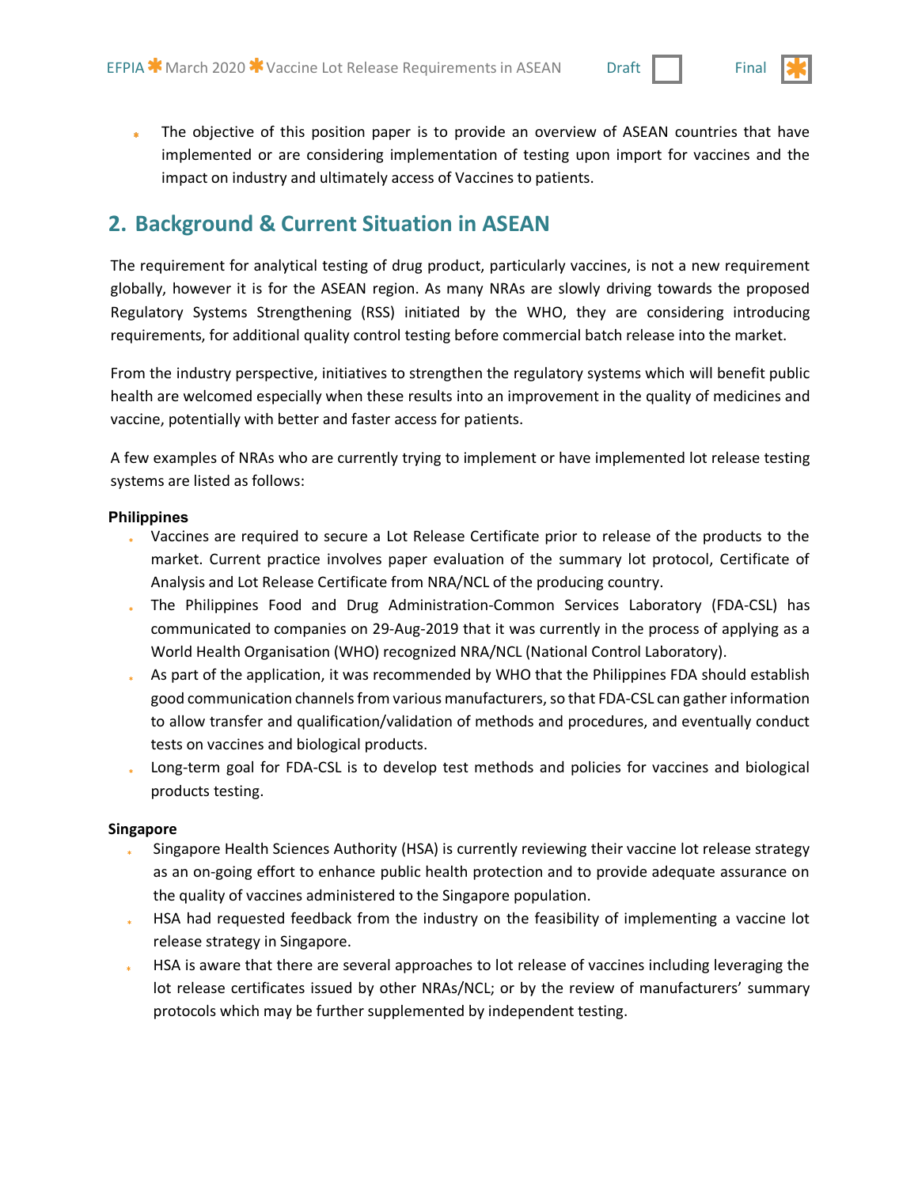- The objective of this position paper is to provide an overview of ASEAN countries that have implemented or are considering implementation of testing upon import for vaccines and the impact on industry and ultimately access of Vaccines to patients.

## 2. Background & Current Situation in ASEAN

The requirement for analytical testing of drug product, particularly vaccines, is not a new requirement globally, however it is for the ASEAN region. As many NRAs are slowly driving towards the proposed Regulatory Systems Strengthening (RSS) initiated by the WHO, they are considering introducing requirements, for additional quality control testing before commercial batch release into the market.

From the industry perspective, initiatives to strengthen the regulatory systems which will benefit public health are welcomed especially when these results into an improvement in the quality of medicines and vaccine, potentially with better and faster access for patients.

A few examples of NRAs who are currently trying to implement or have implemented lot release testing systems are listed as follows:

**Philippines**

- Vaccines are required to secure a Lot Release Certificate prior to release of the products to the market. Current practice involves paper evaluation of the summary lot protocol, Certificate of Analysis and Lot Release Certificate from NRA/NCL of the producing country.
- The Philippines Food and Drug Administration-Common Services Laboratory (FDA-CSL) has communicated to companies on 29-Aug-2019 that it was currently in the process of applying as a World Health Organisation (WHO) recognized NRA/NCL (National Control Laboratory).
- As part of the application, it was recommended by WHO that the Philippines FDA should establish good communication channels from various manufacturers, so that FDA-CSL can gather information to allow transfer and qualification/validation of methods and procedures, and eventually conduct tests on vaccines and biological products.
- Long-term goal for FDA-CSL is to develop test methods and policies for vaccines and biological products testing.

**Singapore**

- Singapore Health Sciences Authority (HSA) is currently reviewing their vaccine lot release strategy as an on-going effort to enhance public health protection and to provide adequate assurance on the quality of vaccines administered to the Singapore population.
- HSA had requested feedback from the industry on the feasibility of implementing a vaccine lot release strategy in Singapore.
- HSA is aware that there are several approaches to lot release of vaccines including leveraging the lot release certificates issued by other NRAs/NCL; or by the review of manufacturers' summary protocols which may be further supplemented by independent testing.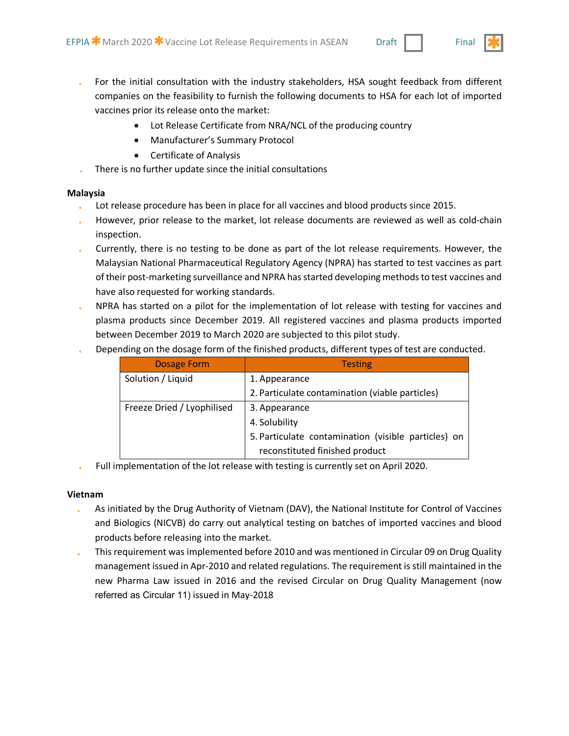- For the initial consultation with the industry stakeholders, HSA sought feedback from different companies on the feasibility to furnish the following documents to HSA for each lot of imported vaccines prior its release onto the market:
  - Lot Release Certificate from NRA/NCL of the producing country
  - Manufacturer's Summary Protocol
  - Certificate of Analysis
- There is no further update since the initial consultations

**Malaysia**

- Lot release procedure has been in place for all vaccines and blood products since 2015.
- However, prior release to the market, lot release documents are reviewed as well as cold-chain inspection.
- Currently, there is no testing to be done as part of the lot release requirements. However, the Malaysian National Pharmaceutical Regulatory Agency (NPRA) has started to test vaccines as part of their post-marketing surveillance and NPRA has started developing methods to test vaccines and have also requested for working standards.
- NPRA has started on a pilot for the implementation of lot release with testing for vaccines and plasma products since December 2019. All registered vaccines and plasma products imported between December 2019 to March 2020 are subjected to this pilot study.
- Depending on the dosage form of the finished products, different types of test are conducted.

| Dosage Form | Testing |
|---|---|
| Solution / Liquid | 1. Appearance<br>2. Particulate contamination (viable particles) |
| Freeze Dried / Lyophilised | 3. Appearance<br>4. Solubility<br>5. Particulate contamination (visible particles) on reconstituted finished product |

- Full implementation of the lot release with testing is currently set on April 2020.

**Vietnam**

- As initiated by the Drug Authority of Vietnam (DAV), the National Institute for Control of Vaccines and Biologics (NICVB) do carry out analytical testing on batches of imported vaccines and blood products before releasing into the market.
- This requirement was implemented before 2010 and was mentioned in Circular 09 on Drug Quality management issued in Apr-2010 and related regulations. The requirement is still maintained in the new Pharma Law issued in 2016 and the revised Circular on Drug Quality Management (now referred as Circular 11) issued in May-2018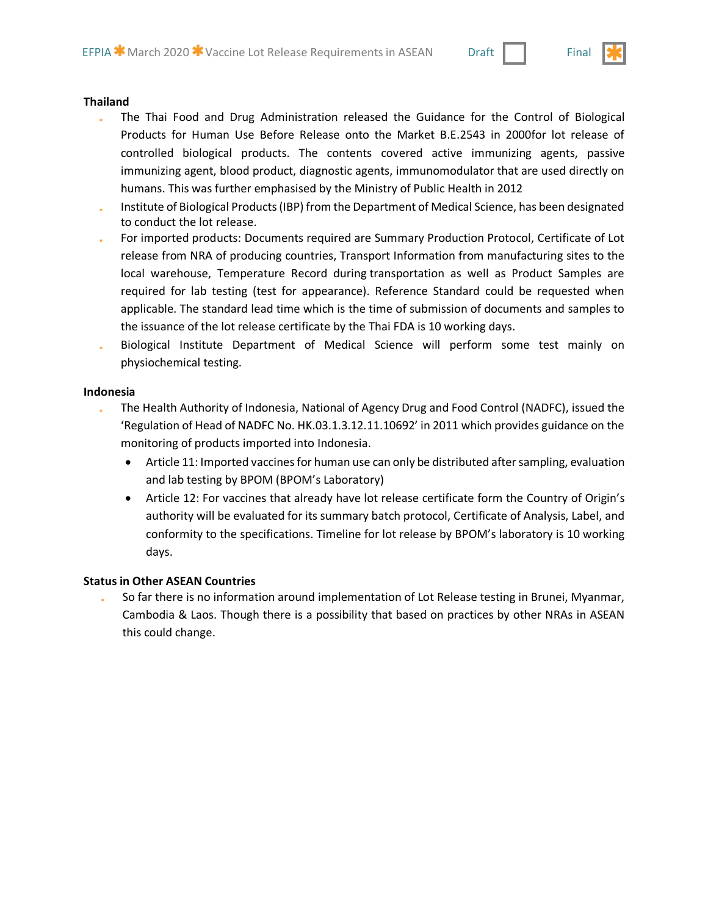**Thailand**

- The Thai Food and Drug Administration released the Guidance for the Control of Biological Products for Human Use Before Release onto the Market B.E.2543 in 2000for lot release of controlled biological products. The contents covered active immunizing agents, passive immunizing agent, blood product, diagnostic agents, immunomodulator that are used directly on humans. This was further emphasised by the Ministry of Public Health in 2012
- Institute of Biological Products (IBP) from the Department of Medical Science, has been designated to conduct the lot release.
- For imported products: Documents required are Summary Production Protocol, Certificate of Lot release from NRA of producing countries, Transport Information from manufacturing sites to the local warehouse, Temperature Record during transportation as well as Product Samples are required for lab testing (test for appearance). Reference Standard could be requested when applicable. The standard lead time which is the time of submission of documents and samples to the issuance of the lot release certificate by the Thai FDA is 10 working days.
- Biological Institute Department of Medical Science will perform some test mainly on physiochemical testing.

**Indonesia**

- The Health Authority of Indonesia, National of Agency Drug and Food Control (NADFC), issued the 'Regulation of Head of NADFC No. HK.03.1.3.12.11.10692' in 2011 which provides guidance on the monitoring of products imported into Indonesia.
  - Article 11: Imported vaccines for human use can only be distributed after sampling, evaluation and lab testing by BPOM (BPOM's Laboratory)
  - Article 12: For vaccines that already have lot release certificate form the Country of Origin's authority will be evaluated for its summary batch protocol, Certificate of Analysis, Label, and conformity to the specifications. Timeline for lot release by BPOM's laboratory is 10 working days.

**Status in Other ASEAN Countries**

- So far there is no information around implementation of Lot Release testing in Brunei, Myanmar, Cambodia & Laos. Though there is a possibility that based on practices by other NRAs in ASEAN this could change.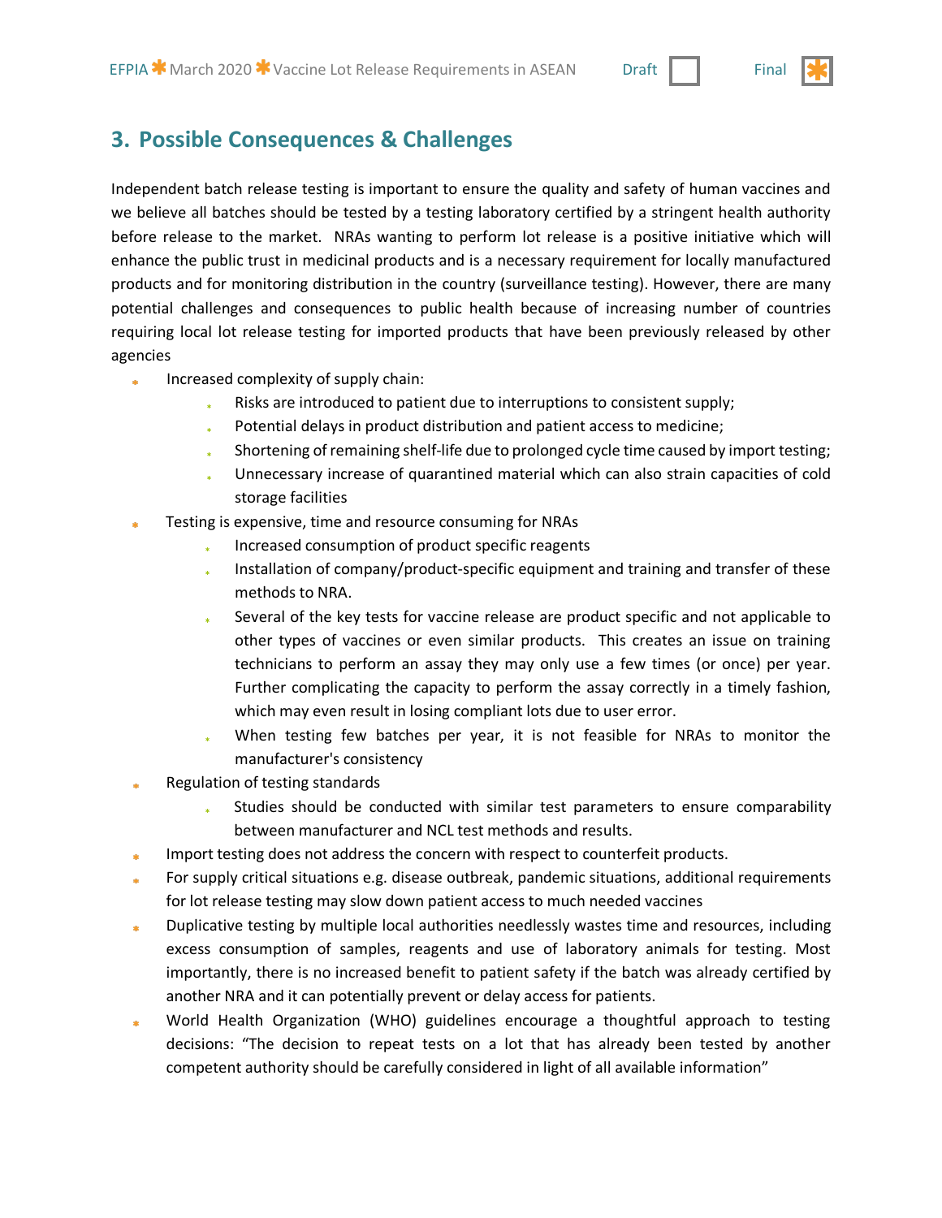## 3. Possible Consequences & Challenges

Independent batch release testing is important to ensure the quality and safety of human vaccines and we believe all batches should be tested by a testing laboratory certified by a stringent health authority before release to the market. NRAs wanting to perform lot release is a positive initiative which will enhance the public trust in medicinal products and is a necessary requirement for locally manufactured products and for monitoring distribution in the country (surveillance testing). However, there are many potential challenges and consequences to public health because of increasing number of countries requiring local lot release testing for imported products that have been previously released by other agencies

- Increased complexity of supply chain:
  - Risks are introduced to patient due to interruptions to consistent supply;
  - Potential delays in product distribution and patient access to medicine;
  - Shortening of remaining shelf-life due to prolonged cycle time caused by import testing;
  - Unnecessary increase of quarantined material which can also strain capacities of cold storage facilities
- Testing is expensive, time and resource consuming for NRAs
  - Increased consumption of product specific reagents
  - Installation of company/product-specific equipment and training and transfer of these methods to NRA.
  - Several of the key tests for vaccine release are product specific and not applicable to other types of vaccines or even similar products. This creates an issue on training technicians to perform an assay they may only use a few times (or once) per year. Further complicating the capacity to perform the assay correctly in a timely fashion, which may even result in losing compliant lots due to user error.
  - When testing few batches per year, it is not feasible for NRAs to monitor the manufacturer's consistency
- Regulation of testing standards
  - Studies should be conducted with similar test parameters to ensure comparability between manufacturer and NCL test methods and results.
- Import testing does not address the concern with respect to counterfeit products.
- For supply critical situations e.g. disease outbreak, pandemic situations, additional requirements for lot release testing may slow down patient access to much needed vaccines
- Duplicative testing by multiple local authorities needlessly wastes time and resources, including excess consumption of samples, reagents and use of laboratory animals for testing. Most importantly, there is no increased benefit to patient safety if the batch was already certified by another NRA and it can potentially prevent or delay access for patients.
- World Health Organization (WHO) guidelines encourage a thoughtful approach to testing decisions: "The decision to repeat tests on a lot that has already been tested by another competent authority should be carefully considered in light of all available information"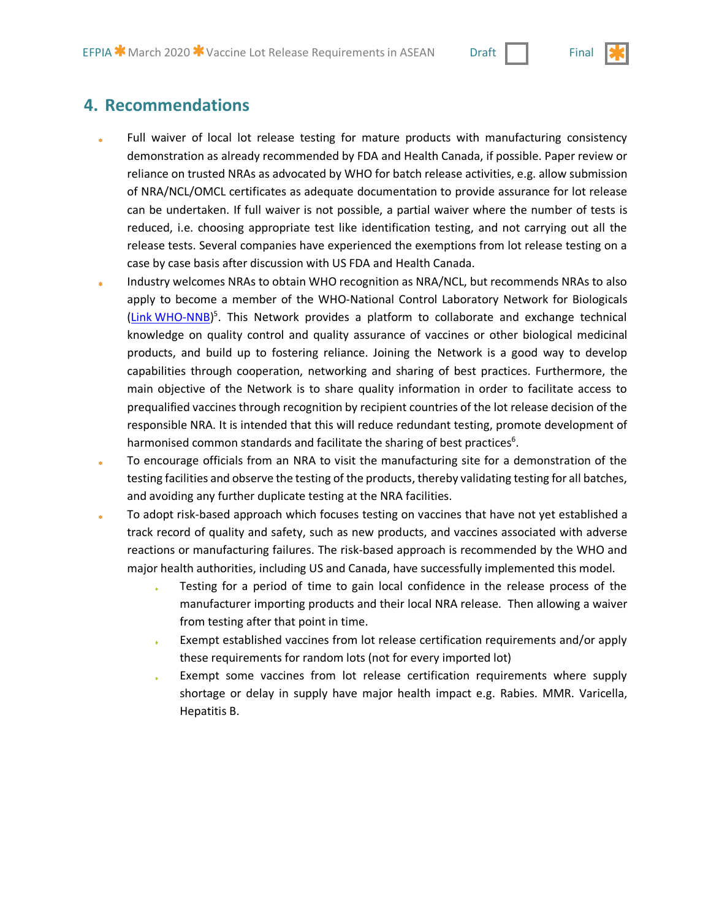## 4. Recommendations

- Full waiver of local lot release testing for mature products with manufacturing consistency demonstration as already recommended by FDA and Health Canada, if possible. Paper review or reliance on trusted NRAs as advocated by WHO for batch release activities, e.g. allow submission of NRA/NCL/OMCL certificates as adequate documentation to provide assurance for lot release can be undertaken. If full waiver is not possible, a partial waiver where the number of tests is reduced, i.e. choosing appropriate test like identification testing, and not carrying out all the release tests. Several companies have experienced the exemptions from lot release testing on a case by case basis after discussion with US FDA and Health Canada.
- Industry welcomes NRAs to obtain WHO recognition as NRA/NCL, but recommends NRAs to also apply to become a member of the WHO-National Control Laboratory Network for Biologicals (Link WHO-NNB)[5]. This Network provides a platform to collaborate and exchange technical knowledge on quality control and quality assurance of vaccines or other biological medicinal products, and build up to fostering reliance. Joining the Network is a good way to develop capabilities through cooperation, networking and sharing of best practices. Furthermore, the main objective of the Network is to share quality information in order to facilitate access to prequalified vaccines through recognition by recipient countries of the lot release decision of the responsible NRA. It is intended that this will reduce redundant testing, promote development of harmonised common standards and facilitate the sharing of best practices[6].
- To encourage officials from an NRA to visit the manufacturing site for a demonstration of the testing facilities and observe the testing of the products, thereby validating testing for all batches, and avoiding any further duplicate testing at the NRA facilities.
- To adopt risk-based approach which focuses testing on vaccines that have not yet established a track record of quality and safety, such as new products, and vaccines associated with adverse reactions or manufacturing failures. The risk-based approach is recommended by the WHO and major health authorities, including US and Canada, have successfully implemented this model.
  - Testing for a period of time to gain local confidence in the release process of the manufacturer importing products and their local NRA release. Then allowing a waiver from testing after that point in time.
  - Exempt established vaccines from lot release certification requirements and/or apply these requirements for random lots (not for every imported lot)
  - Exempt some vaccines from lot release certification requirements where supply shortage or delay in supply have major health impact e.g. Rabies. MMR. Varicella, Hepatitis B.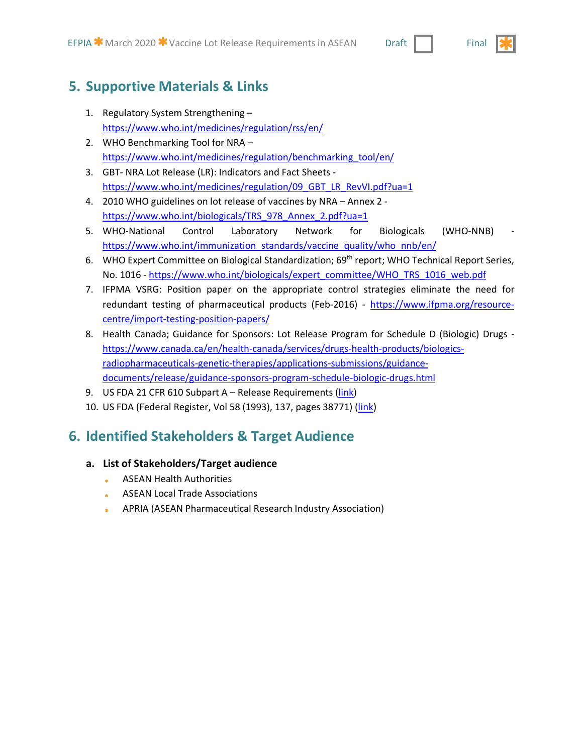## 5. Supportive Materials & Links

1. Regulatory System Strengthening – https://www.who.int/medicines/regulation/rss/en/
2. WHO Benchmarking Tool for NRA – https://www.who.int/medicines/regulation/benchmarking_tool/en/
3. GBT- NRA Lot Release (LR): Indicators and Fact Sheets - https://www.who.int/medicines/regulation/09_GBT_LR_RevVI.pdf?ua=1
4. 2010 WHO guidelines on lot release of vaccines by NRA – Annex 2 - https://www.who.int/biologicals/TRS_978_Annex_2.pdf?ua=1
5. WHO-National Control Laboratory Network for Biologicals (WHO-NNB) - https://www.who.int/immunization_standards/vaccine_quality/who_nnb/en/
6. WHO Expert Committee on Biological Standardization; 69th report; WHO Technical Report Series, No. 1016 - https://www.who.int/biologicals/expert_committee/WHO_TRS_1016_web.pdf
7. IFPMA VSRG: Position paper on the appropriate control strategies eliminate the need for redundant testing of pharmaceutical products (Feb-2016) - https://www.ifpma.org/resource-centre/import-testing-position-papers/
8. Health Canada; Guidance for Sponsors: Lot Release Program for Schedule D (Biologic) Drugs - https://www.canada.ca/en/health-canada/services/drugs-health-products/biologics-radiopharmaceuticals-genetic-therapies/applications-submissions/guidance-documents/release/guidance-sponsors-program-schedule-biologic-drugs.html
9. US FDA 21 CFR 610 Subpart A – Release Requirements (link)
10. US FDA (Federal Register, Vol 58 (1993), 137, pages 38771) (link)

## 6. Identified Stakeholders & Target Audience

### a. List of Stakeholders/Target audience

- ASEAN Health Authorities
- ASEAN Local Trade Associations
- APRIA (ASEAN Pharmaceutical Research Industry Association)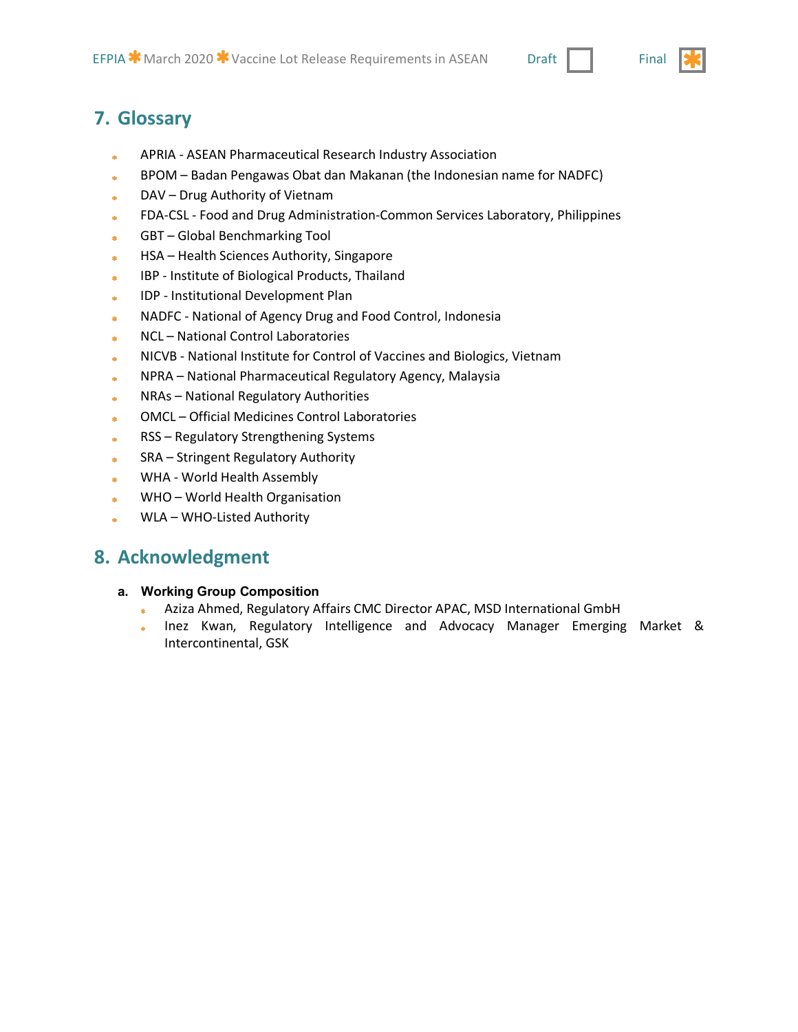## 7. Glossary

- APRIA - ASEAN Pharmaceutical Research Industry Association
- BPOM – Badan Pengawas Obat dan Makanan (the Indonesian name for NADFC)
- DAV – Drug Authority of Vietnam
- FDA-CSL - Food and Drug Administration-Common Services Laboratory, Philippines
- GBT – Global Benchmarking Tool
- HSA – Health Sciences Authority, Singapore
- IBP - Institute of Biological Products, Thailand
- IDP - Institutional Development Plan
- NADFC - National of Agency Drug and Food Control, Indonesia
- NCL – National Control Laboratories
- NICVB - National Institute for Control of Vaccines and Biologics, Vietnam
- NPRA – National Pharmaceutical Regulatory Agency, Malaysia
- NRAs – National Regulatory Authorities
- OMCL – Official Medicines Control Laboratories
- RSS – Regulatory Strengthening Systems
- SRA – Stringent Regulatory Authority
- WHA - World Health Assembly
- WHO – World Health Organisation
- WLA – WHO-Listed Authority

## 8. Acknowledgment

**a. Working Group Composition**

- Aziza Ahmed, Regulatory Affairs CMC Director APAC, MSD International GmbH
- Inez Kwan, Regulatory Intelligence and Advocacy Manager Emerging Market & Intercontinental, GSK